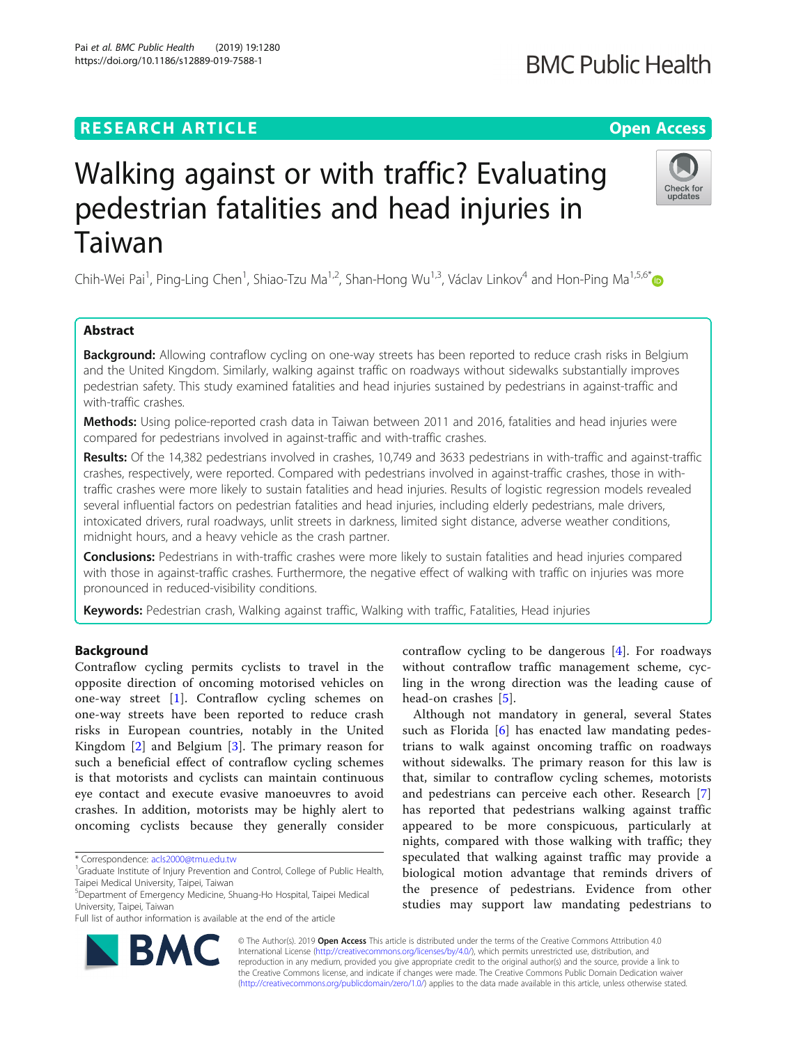RESEARCH ARTICLE

Open Access

# Walking against or with traffic? Evaluating pedestrian fatalities and head injuries in Taiwan

Chih-Wei Pai[1], Ping-Ling Chen[1], Shiao-Tzu Ma[1,2], Shan-Hong Wu[1,3], Václav Linkov[4] and Hon-Ping Ma[1,5,6*]

## Abstract

**Background:** Allowing contraflow cycling on one-way streets has been reported to reduce crash risks in Belgium and the United Kingdom. Similarly, walking against traffic on roadways without sidewalks substantially improves pedestrian safety. This study examined fatalities and head injuries sustained by pedestrians in against-traffic and with-traffic crashes.

**Methods:** Using police-reported crash data in Taiwan between 2011 and 2016, fatalities and head injuries were compared for pedestrians involved in against-traffic and with-traffic crashes.

**Results:** Of the 14,382 pedestrians involved in crashes, 10,749 and 3633 pedestrians in with-traffic and against-traffic crashes, respectively, were reported. Compared with pedestrians involved in against-traffic crashes, those in with-traffic crashes were more likely to sustain fatalities and head injuries. Results of logistic regression models revealed several influential factors on pedestrian fatalities and head injuries, including elderly pedestrians, male drivers, intoxicated drivers, rural roadways, unlit streets in darkness, limited sight distance, adverse weather conditions, midnight hours, and a heavy vehicle as the crash partner.

**Conclusions:** Pedestrians in with-traffic crashes were more likely to sustain fatalities and head injuries compared with those in against-traffic crashes. Furthermore, the negative effect of walking with traffic on injuries was more pronounced in reduced-visibility conditions.

**Keywords:** Pedestrian crash, Walking against traffic, Walking with traffic, Fatalities, Head injuries

## Background

Contraflow cycling permits cyclists to travel in the opposite direction of oncoming motorised vehicles on one-way street [1]. Contraflow cycling schemes on one-way streets have been reported to reduce crash risks in European countries, notably in the United Kingdom [2] and Belgium [3]. The primary reason for such a beneficial effect of contraflow cycling schemes is that motorists and cyclists can maintain continuous eye contact and execute evasive manoeuvres to avoid crashes. In addition, motorists may be highly alert to oncoming cyclists because they generally consider contraflow cycling to be dangerous [4]. For roadways without contraflow traffic management scheme, cycling in the wrong direction was the leading cause of head-on crashes [5].

Although not mandatory in general, several States such as Florida [6] has enacted law mandating pedestrians to walk against oncoming traffic on roadways without sidewalks. The primary reason for this law is that, similar to contraflow cycling schemes, motorists and pedestrians can perceive each other. Research [7] has reported that pedestrians walking against traffic appeared to be more conspicuous, particularly at nights, compared with those walking with traffic; they speculated that walking against traffic may provide a biological motion advantage that reminds drivers of the presence of pedestrians. Evidence from other studies may support law mandating pedestrians to

\* Correspondence: acls2000@tmu.edu.tw
[1]Graduate Institute of Injury Prevention and Control, College of Public Health, Taipei Medical University, Taipei, Taiwan
[5]Department of Emergency Medicine, Shuang-Ho Hospital, Taipei Medical University, Taipei, Taiwan
Full list of author information is available at the end of the article

© The Author(s). 2019 **Open Access** This article is distributed under the terms of the Creative Commons Attribution 4.0 International License (http://creativecommons.org/licenses/by/4.0/), which permits unrestricted use, distribution, and reproduction in any medium, provided you give appropriate credit to the original author(s) and the source, provide a link to the Creative Commons license, and indicate if changes were made. The Creative Commons Public Domain Dedication waiver (http://creativecommons.org/publicdomain/zero/1.0/) applies to the data made available in this article, unless otherwise stated.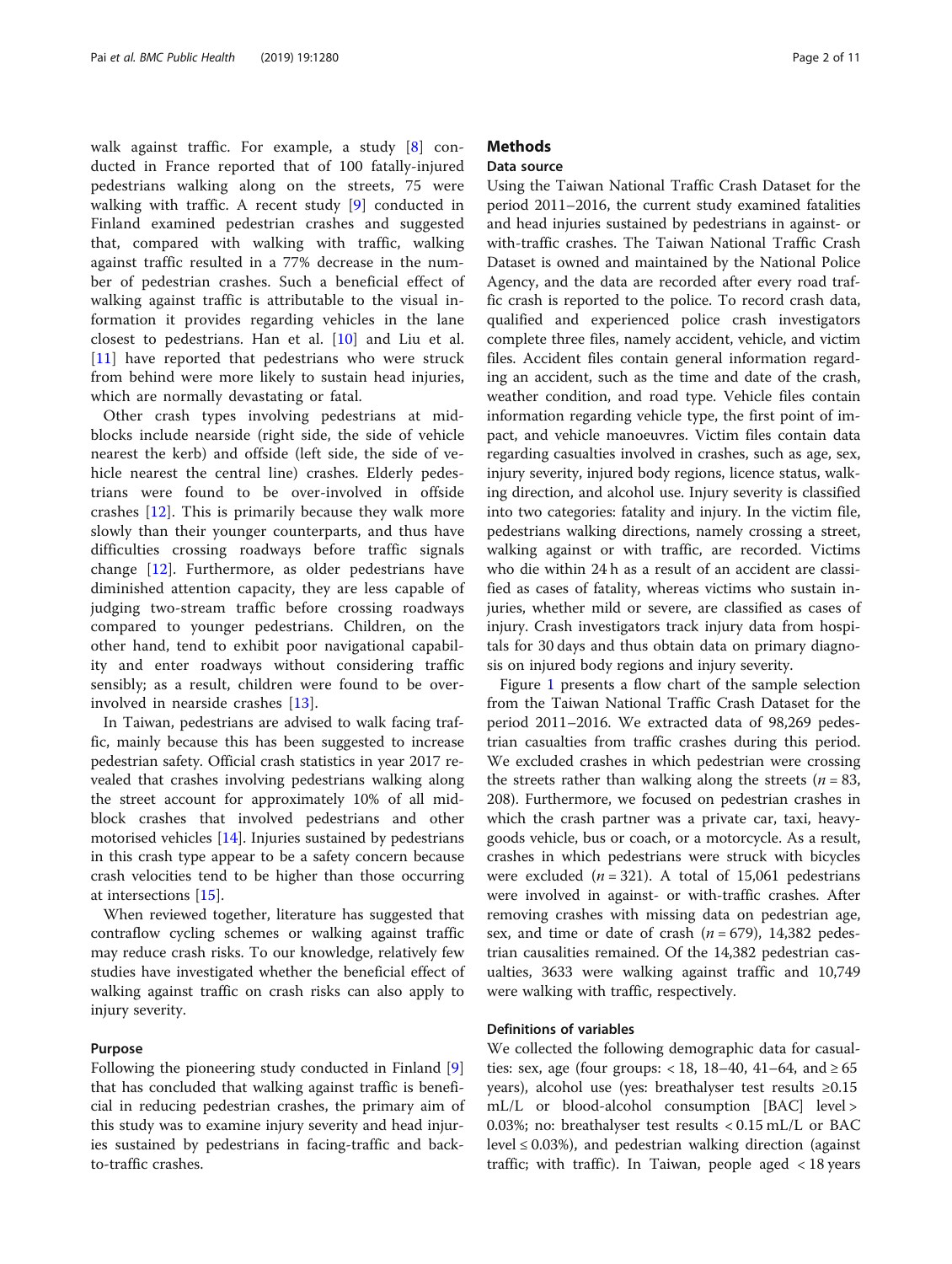walk against traffic. For example, a study [8] conducted in France reported that of 100 fatally-injured pedestrians walking along on the streets, 75 were walking with traffic. A recent study [9] conducted in Finland examined pedestrian crashes and suggested that, compared with walking with traffic, walking against traffic resulted in a 77% decrease in the number of pedestrian crashes. Such a beneficial effect of walking against traffic is attributable to the visual information it provides regarding vehicles in the lane closest to pedestrians. Han et al. [10] and Liu et al. [11] have reported that pedestrians who were struck from behind were more likely to sustain head injuries, which are normally devastating or fatal.

Other crash types involving pedestrians at midblocks include nearside (right side, the side of vehicle nearest the kerb) and offside (left side, the side of vehicle nearest the central line) crashes. Elderly pedestrians were found to be over-involved in offside crashes [12]. This is primarily because they walk more slowly than their younger counterparts, and thus have difficulties crossing roadways before traffic signals change [12]. Furthermore, as older pedestrians have diminished attention capacity, they are less capable of judging two-stream traffic before crossing roadways compared to younger pedestrians. Children, on the other hand, tend to exhibit poor navigational capability and enter roadways without considering traffic sensibly; as a result, children were found to be over-involved in nearside crashes [13].

In Taiwan, pedestrians are advised to walk facing traffic, mainly because this has been suggested to increase pedestrian safety. Official crash statistics in year 2017 revealed that crashes involving pedestrians walking along the street account for approximately 10% of all midblock crashes that involved pedestrians and other motorised vehicles [14]. Injuries sustained by pedestrians in this crash type appear to be a safety concern because crash velocities tend to be higher than those occurring at intersections [15].

When reviewed together, literature has suggested that contraflow cycling schemes or walking against traffic may reduce crash risks. To our knowledge, relatively few studies have investigated whether the beneficial effect of walking against traffic on crash risks can also apply to injury severity.

### Purpose

Following the pioneering study conducted in Finland [9] that has concluded that walking against traffic is beneficial in reducing pedestrian crashes, the primary aim of this study was to examine injury severity and head injuries sustained by pedestrians in facing-traffic and back-to-traffic crashes.

## Methods

### Data source

Using the Taiwan National Traffic Crash Dataset for the period 2011–2016, the current study examined fatalities and head injuries sustained by pedestrians in against- or with-traffic crashes. The Taiwan National Traffic Crash Dataset is owned and maintained by the National Police Agency, and the data are recorded after every road traffic crash is reported to the police. To record crash data, qualified and experienced police crash investigators complete three files, namely accident, vehicle, and victim files. Accident files contain general information regarding an accident, such as the time and date of the crash, weather condition, and road type. Vehicle files contain information regarding vehicle type, the first point of impact, and vehicle manoeuvres. Victim files contain data regarding casualties involved in crashes, such as age, sex, injury severity, injured body regions, licence status, walking direction, and alcohol use. Injury severity is classified into two categories: fatality and injury. In the victim file, pedestrians walking directions, namely crossing a street, walking against or with traffic, are recorded. Victims who die within 24 h as a result of an accident are classified as cases of fatality, whereas victims who sustain injuries, whether mild or severe, are classified as cases of injury. Crash investigators track injury data from hospitals for 30 days and thus obtain data on primary diagnosis on injured body regions and injury severity.

Figure 1 presents a flow chart of the sample selection from the Taiwan National Traffic Crash Dataset for the period 2011–2016. We extracted data of 98,269 pedestrian casualties from traffic crashes during this period. We excluded crashes in which pedestrian were crossing the streets rather than walking along the streets ($n = 83,208$). Furthermore, we focused on pedestrian crashes in which the crash partner was a private car, taxi, heavy-goods vehicle, bus or coach, or a motorcycle. As a result, crashes in which pedestrians were struck with bicycles were excluded ($n = 321$). A total of 15,061 pedestrians were involved in against- or with-traffic crashes. After removing crashes with missing data on pedestrian age, sex, and time or date of crash ($n = 679$), 14,382 pedestrian causalities remained. Of the 14,382 pedestrian casualties, 3633 were walking against traffic and 10,749 were walking with traffic, respectively.

### Definitions of variables

We collected the following demographic data for casualties: sex, age (four groups: < 18, 18–40, 41–64, and ≥ 65 years), alcohol use (yes: breathalyser test results ≥0.15 mL/L or blood-alcohol consumption [BAC] level > 0.03%; no: breathalyser test results < 0.15 mL/L or BAC level ≤ 0.03%), and pedestrian walking direction (against traffic; with traffic). In Taiwan, people aged < 18 years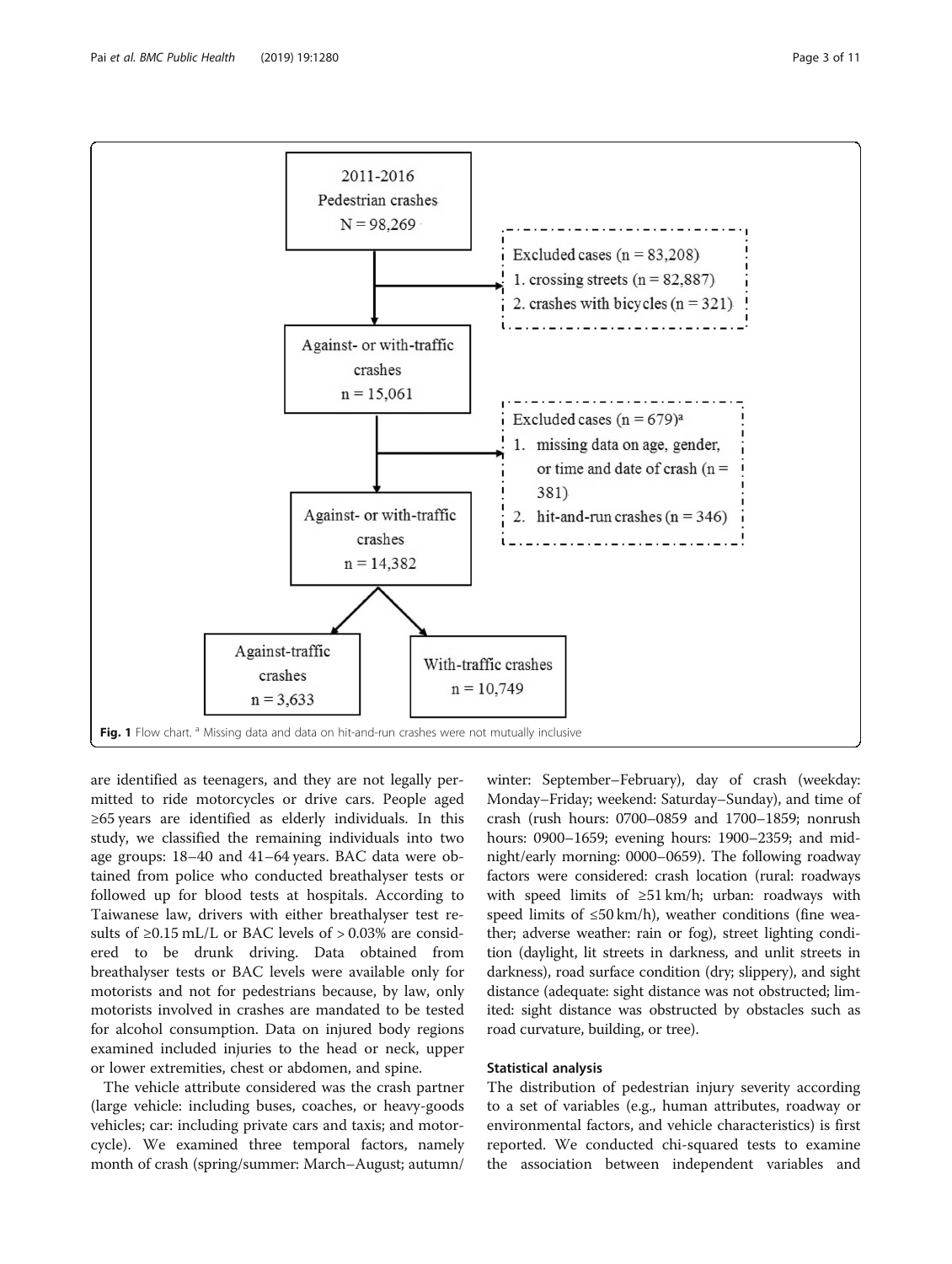2011-2016 Pedestrian crashes N = 98,269

Excluded cases (n = 83,208)
1. crossing streets (n = 82,887)
2. crashes with bicycles (n = 321)

Against- or with-traffic crashes n = 15,061

Excluded cases (n = 679)[a]
1. missing data on age, gender, or time and date of crash (n = 381)
2. hit-and-run crashes (n = 346)

Against- or with-traffic crashes n = 14,382

Against-traffic crashes n = 3,633

With-traffic crashes n = 10,749

**Fig. 1** Flow chart. [a] Missing data and data on hit-and-run crashes were not mutually inclusive

are identified as teenagers, and they are not legally permitted to ride motorcycles or drive cars. People aged ≥65 years are identified as elderly individuals. In this study, we classified the remaining individuals into two age groups: 18–40 and 41–64 years. BAC data were obtained from police who conducted breathalyser tests or followed up for blood tests at hospitals. According to Taiwanese law, drivers with either breathalyser test results of ≥0.15 mL/L or BAC levels of > 0.03% are considered to be drunk driving. Data obtained from breathalyser tests or BAC levels were available only for motorists and not for pedestrians because, by law, only motorists involved in crashes are mandated to be tested for alcohol consumption. Data on injured body regions examined included injuries to the head or neck, upper or lower extremities, chest or abdomen, and spine.

The vehicle attribute considered was the crash partner (large vehicle: including buses, coaches, or heavy-goods vehicles; car: including private cars and taxis; and motorcycle). We examined three temporal factors, namely month of crash (spring/summer: March–August; autumn/winter: September–February), day of crash (weekday: Monday–Friday; weekend: Saturday–Sunday), and time of crash (rush hours: 0700–0859 and 1700–1859; nonrush hours: 0900–1659; evening hours: 1900–2359; and midnight/early morning: 0000–0659). The following roadway factors were considered: crash location (rural: roadways with speed limits of ≥51 km/h; urban: roadways with speed limits of ≤50 km/h), weather conditions (fine weather; adverse weather: rain or fog), street lighting condition (daylight, lit streets in darkness, and unlit streets in darkness), road surface condition (dry; slippery), and sight distance (adequate: sight distance was not obstructed; limited: sight distance was obstructed by obstacles such as road curvature, building, or tree).

### Statistical analysis

The distribution of pedestrian injury severity according to a set of variables (e.g., human attributes, roadway or environmental factors, and vehicle characteristics) is first reported. We conducted chi-squared tests to examine the association between independent variables and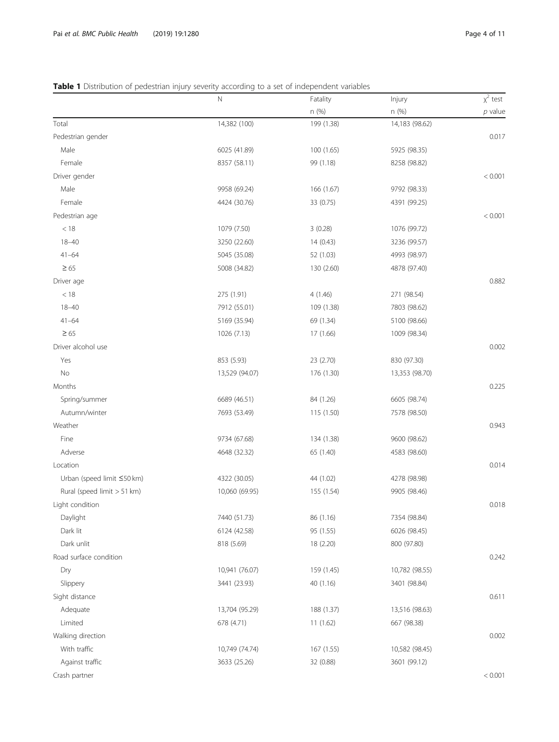**Table 1** Distribution of pedestrian injury severity according to a set of independent variables

| | N | Fatality | Injury | $\chi^2$ test |
|---|---|---|---|---|
| | | n (%) | n (%) | *p* value |
| Total | 14,382 (100) | 199 (1.38) | 14,183 (98.62) | |
| Pedestrian gender | | | | 0.017 |
| Male | 6025 (41.89) | 100 (1.65) | 5925 (98.35) | |
| Female | 8357 (58.11) | 99 (1.18) | 8258 (98.82) | |
| Driver gender | | | | < 0.001 |
| Male | 9958 (69.24) | 166 (1.67) | 9792 (98.33) | |
| Female | 4424 (30.76) | 33 (0.75) | 4391 (99.25) | |
| Pedestrian age | | | | < 0.001 |
| < 18 | 1079 (7.50) | 3 (0.28) | 1076 (99.72) | |
| 18–40 | 3250 (22.60) | 14 (0.43) | 3236 (99.57) | |
| 41–64 | 5045 (35.08) | 52 (1.03) | 4993 (98.97) | |
| ≥ 65 | 5008 (34.82) | 130 (2.60) | 4878 (97.40) | |
| Driver age | | | | 0.882 |
| < 18 | 275 (1.91) | 4 (1.46) | 271 (98.54) | |
| 18–40 | 7912 (55.01) | 109 (1.38) | 7803 (98.62) | |
| 41–64 | 5169 (35.94) | 69 (1.34) | 5100 (98.66) | |
| ≥ 65 | 1026 (7.13) | 17 (1.66) | 1009 (98.34) | |
| Driver alcohol use | | | | 0.002 |
| Yes | 853 (5.93) | 23 (2.70) | 830 (97.30) | |
| No | 13,529 (94.07) | 176 (1.30) | 13,353 (98.70) | |
| Months | | | | 0.225 |
| Spring/summer | 6689 (46.51) | 84 (1.26) | 6605 (98.74) | |
| Autumn/winter | 7693 (53.49) | 115 (1.50) | 7578 (98.50) | |
| Weather | | | | 0.943 |
| Fine | 9734 (67.68) | 134 (1.38) | 9600 (98.62) | |
| Adverse | 4648 (32.32) | 65 (1.40) | 4583 (98.60) | |
| Location | | | | 0.014 |
| Urban (speed limit ≤50 km) | 4322 (30.05) | 44 (1.02) | 4278 (98.98) | |
| Rural (speed limit > 51 km) | 10,060 (69.95) | 155 (1.54) | 9905 (98.46) | |
| Light condition | | | | 0.018 |
| Daylight | 7440 (51.73) | 86 (1.16) | 7354 (98.84) | |
| Dark lit | 6124 (42.58) | 95 (1.55) | 6026 (98.45) | |
| Dark unlit | 818 (5.69) | 18 (2.20) | 800 (97.80) | |
| Road surface condition | | | | 0.242 |
| Dry | 10,941 (76.07) | 159 (1.45) | 10,782 (98.55) | |
| Slippery | 3441 (23.93) | 40 (1.16) | 3401 (98.84) | |
| Sight distance | | | | 0.611 |
| Adequate | 13,704 (95.29) | 188 (1.37) | 13,516 (98.63) | |
| Limited | 678 (4.71) | 11 (1.62) | 667 (98.38) | |
| Walking direction | | | | 0.002 |
| With traffic | 10,749 (74.74) | 167 (1.55) | 10,582 (98.45) | |
| Against traffic | 3633 (25.26) | 32 (0.88) | 3601 (99.12) | |
| Crash partner | | | | < 0.001 |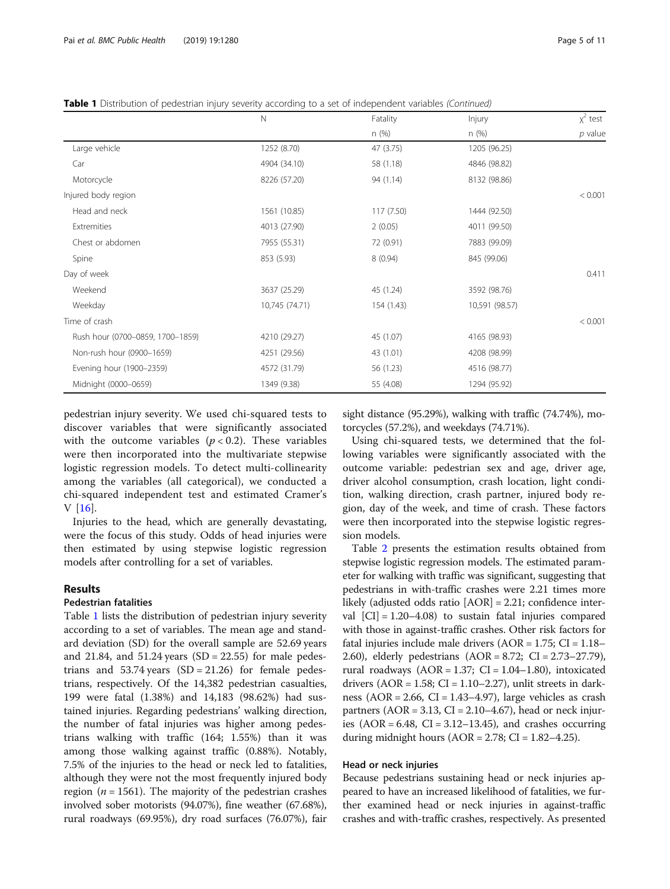**Table 1** Distribution of pedestrian injury severity according to a set of independent variables *(Continued)*

| | N | Fatality | Injury | $\chi^2$ test |
|---|---|---|---|---|
| | | n (%) | n (%) | *p* value |
| Large vehicle | 1252 (8.70) | 47 (3.75) | 1205 (96.25) | |
| Car | 4904 (34.10) | 58 (1.18) | 4846 (98.82) | |
| Motorcycle | 8226 (57.20) | 94 (1.14) | 8132 (98.86) | |
| Injured body region | | | | < 0.001 |
| Head and neck | 1561 (10.85) | 117 (7.50) | 1444 (92.50) | |
| Extremities | 4013 (27.90) | 2 (0.05) | 4011 (99.50) | |
| Chest or abdomen | 7955 (55.31) | 72 (0.91) | 7883 (99.09) | |
| Spine | 853 (5.93) | 8 (0.94) | 845 (99.06) | |
| Day of week | | | | 0.411 |
| Weekend | 3637 (25.29) | 45 (1.24) | 3592 (98.76) | |
| Weekday | 10,745 (74.71) | 154 (1.43) | 10,591 (98.57) | |
| Time of crash | | | | < 0.001 |
| Rush hour (0700–0859, 1700–1859) | 4210 (29.27) | 45 (1.07) | 4165 (98.93) | |
| Non-rush hour (0900–1659) | 4251 (29.56) | 43 (1.01) | 4208 (98.99) | |
| Evening hour (1900–2359) | 4572 (31.79) | 56 (1.23) | 4516 (98.77) | |
| Midnight (0000–0659) | 1349 (9.38) | 55 (4.08) | 1294 (95.92) | |

pedestrian injury severity. We used chi-squared tests to discover variables that were significantly associated with the outcome variables ($p < 0.2$). These variables were then incorporated into the multivariate stepwise logistic regression models. To detect multi-collinearity among the variables (all categorical), we conducted a chi-squared independent test and estimated Cramer's V [16].

Injuries to the head, which are generally devastating, were the focus of this study. Odds of head injuries were then estimated by using stepwise logistic regression models after controlling for a set of variables.

## Results

### Pedestrian fatalities

Table 1 lists the distribution of pedestrian injury severity according to a set of variables. The mean age and standard deviation (SD) for the overall sample are 52.69 years and 21.84, and 51.24 years (SD = 22.55) for male pedestrians and 53.74 years (SD = 21.26) for female pedestrians, respectively. Of the 14,382 pedestrian casualties, 199 were fatal (1.38%) and 14,183 (98.62%) had sustained injuries. Regarding pedestrians' walking direction, the number of fatal injuries was higher among pedestrians walking with traffic (164; 1.55%) than it was among those walking against traffic (0.88%). Notably, 7.5% of the injuries to the head or neck led to fatalities, although they were not the most frequently injured body region ($n = 1561$). The majority of the pedestrian crashes involved sober motorists (94.07%), fine weather (67.68%), rural roadways (69.95%), dry road surfaces (76.07%), fair sight distance (95.29%), walking with traffic (74.74%), motorcycles (57.2%), and weekdays (74.71%).

Using chi-squared tests, we determined that the following variables were significantly associated with the outcome variable: pedestrian sex and age, driver age, driver alcohol consumption, crash location, light condition, walking direction, crash partner, injured body region, day of the week, and time of crash. These factors were then incorporated into the stepwise logistic regression models.

Table 2 presents the estimation results obtained from stepwise logistic regression models. The estimated parameter for walking with traffic was significant, suggesting that pedestrians in with-traffic crashes were 2.21 times more likely (adjusted odds ratio [AOR] = 2.21; confidence interval [CI] = 1.20–4.08) to sustain fatal injuries compared with those in against-traffic crashes. Other risk factors for fatal injuries include male drivers (AOR = 1.75; CI = 1.18–2.60), elderly pedestrians (AOR = 8.72; CI = 2.73–27.79), rural roadways (AOR = 1.37; CI = 1.04–1.80), intoxicated drivers (AOR = 1.58; CI = 1.10–2.27), unlit streets in darkness (AOR = 2.66, CI = 1.43–4.97), large vehicles as crash partners (AOR = 3.13, CI = 2.10–4.67), head or neck injuries (AOR = 6.48, CI = 3.12–13.45), and crashes occurring during midnight hours (AOR = 2.78; CI = 1.82–4.25).

### Head or neck injuries

Because pedestrians sustaining head or neck injuries appeared to have an increased likelihood of fatalities, we further examined head or neck injuries in against-traffic crashes and with-traffic crashes, respectively. As presented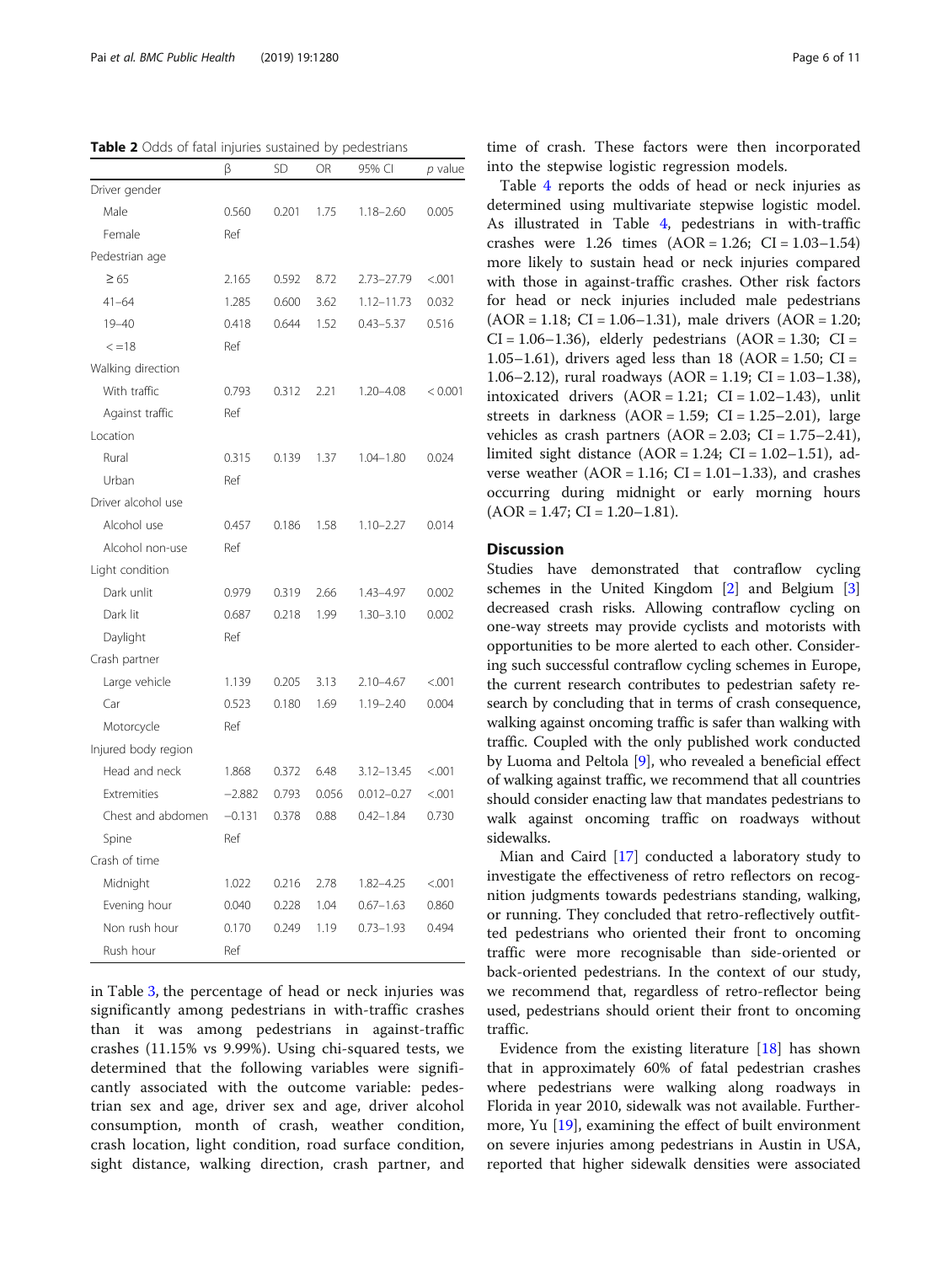**Table 2** Odds of fatal injuries sustained by pedestrians

| | β | SD | OR | 95% CI | *p* value |
|---|---|---|---|---|---|
| Driver gender | | | | | |
| Male | 0.560 | 0.201 | 1.75 | 1.18–2.60 | 0.005 |
| Female | Ref | | | | |
| Pedestrian age | | | | | |
| ≥ 65 | 2.165 | 0.592 | 8.72 | 2.73–27.79 | <.001 |
| 41–64 | 1.285 | 0.600 | 3.62 | 1.12–11.73 | 0.032 |
| 19–40 | 0.418 | 0.644 | 1.52 | 0.43–5.37 | 0.516 |
| < =18 | Ref | | | | |
| Walking direction | | | | | |
| With traffic | 0.793 | 0.312 | 2.21 | 1.20–4.08 | < 0.001 |
| Against traffic | Ref | | | | |
| Location | | | | | |
| Rural | 0.315 | 0.139 | 1.37 | 1.04–1.80 | 0.024 |
| Urban | Ref | | | | |
| Driver alcohol use | | | | | |
| Alcohol use | 0.457 | 0.186 | 1.58 | 1.10–2.27 | 0.014 |
| Alcohol non-use | Ref | | | | |
| Light condition | | | | | |
| Dark unlit | 0.979 | 0.319 | 2.66 | 1.43–4.97 | 0.002 |
| Dark lit | 0.687 | 0.218 | 1.99 | 1.30–3.10 | 0.002 |
| Daylight | Ref | | | | |
| Crash partner | | | | | |
| Large vehicle | 1.139 | 0.205 | 3.13 | 2.10–4.67 | <.001 |
| Car | 0.523 | 0.180 | 1.69 | 1.19–2.40 | 0.004 |
| Motorcycle | Ref | | | | |
| Injured body region | | | | | |
| Head and neck | 1.868 | 0.372 | 6.48 | 3.12–13.45 | <.001 |
| Extremities | −2.882 | 0.793 | 0.056 | 0.012–0.27 | <.001 |
| Chest and abdomen | −0.131 | 0.378 | 0.88 | 0.42–1.84 | 0.730 |
| Spine | Ref | | | | |
| Crash of time | | | | | |
| Midnight | 1.022 | 0.216 | 2.78 | 1.82–4.25 | <.001 |
| Evening hour | 0.040 | 0.228 | 1.04 | 0.67–1.63 | 0.860 |
| Non rush hour | 0.170 | 0.249 | 1.19 | 0.73–1.93 | 0.494 |
| Rush hour | Ref | | | | |

in Table 3, the percentage of head or neck injuries was significantly among pedestrians in with-traffic crashes than it was among pedestrians in against-traffic crashes (11.15% vs 9.99%). Using chi-squared tests, we determined that the following variables were significantly associated with the outcome variable: pedestrian sex and age, driver sex and age, driver alcohol consumption, month of crash, weather condition, crash location, light condition, road surface condition, sight distance, walking direction, crash partner, and time of crash. These factors were then incorporated into the stepwise logistic regression models.

Table 4 reports the odds of head or neck injuries as determined using multivariate stepwise logistic model. As illustrated in Table 4, pedestrians in with-traffic crashes were 1.26 times (AOR = 1.26; CI = 1.03–1.54) more likely to sustain head or neck injuries compared with those in against-traffic crashes. Other risk factors for head or neck injuries included male pedestrians (AOR = 1.18; CI = 1.06–1.31), male drivers (AOR = 1.20; CI = 1.06–1.36), elderly pedestrians (AOR = 1.30; CI = 1.05–1.61), drivers aged less than 18 (AOR = 1.50; CI = 1.06–2.12), rural roadways (AOR = 1.19; CI = 1.03–1.38), intoxicated drivers (AOR = 1.21; CI = 1.02–1.43), unlit streets in darkness (AOR = 1.59; CI = 1.25–2.01), large vehicles as crash partners (AOR = 2.03; CI = 1.75–2.41), limited sight distance (AOR = 1.24; CI = 1.02–1.51), adverse weather (AOR = 1.16; CI = 1.01–1.33), and crashes occurring during midnight or early morning hours (AOR = 1.47; CI = 1.20–1.81).

## Discussion

Studies have demonstrated that contraflow cycling schemes in the United Kingdom [2] and Belgium [3] decreased crash risks. Allowing contraflow cycling on one-way streets may provide cyclists and motorists with opportunities to be more alerted to each other. Considering such successful contraflow cycling schemes in Europe, the current research contributes to pedestrian safety research by concluding that in terms of crash consequence, walking against oncoming traffic is safer than walking with traffic. Coupled with the only published work conducted by Luoma and Peltola [9], who revealed a beneficial effect of walking against traffic, we recommend that all countries should consider enacting law that mandates pedestrians to walk against oncoming traffic on roadways without sidewalks.

Mian and Caird [17] conducted a laboratory study to investigate the effectiveness of retro reflectors on recognition judgments towards pedestrians standing, walking, or running. They concluded that retro-reflectively outfitted pedestrians who oriented their front to oncoming traffic were more recognisable than side-oriented or back-oriented pedestrians. In the context of our study, we recommend that, regardless of retro-reflector being used, pedestrians should orient their front to oncoming traffic.

Evidence from the existing literature [18] has shown that in approximately 60% of fatal pedestrian crashes where pedestrians were walking along roadways in Florida in year 2010, sidewalk was not available. Furthermore, Yu [19], examining the effect of built environment on severe injuries among pedestrians in Austin in USA, reported that higher sidewalk densities were associated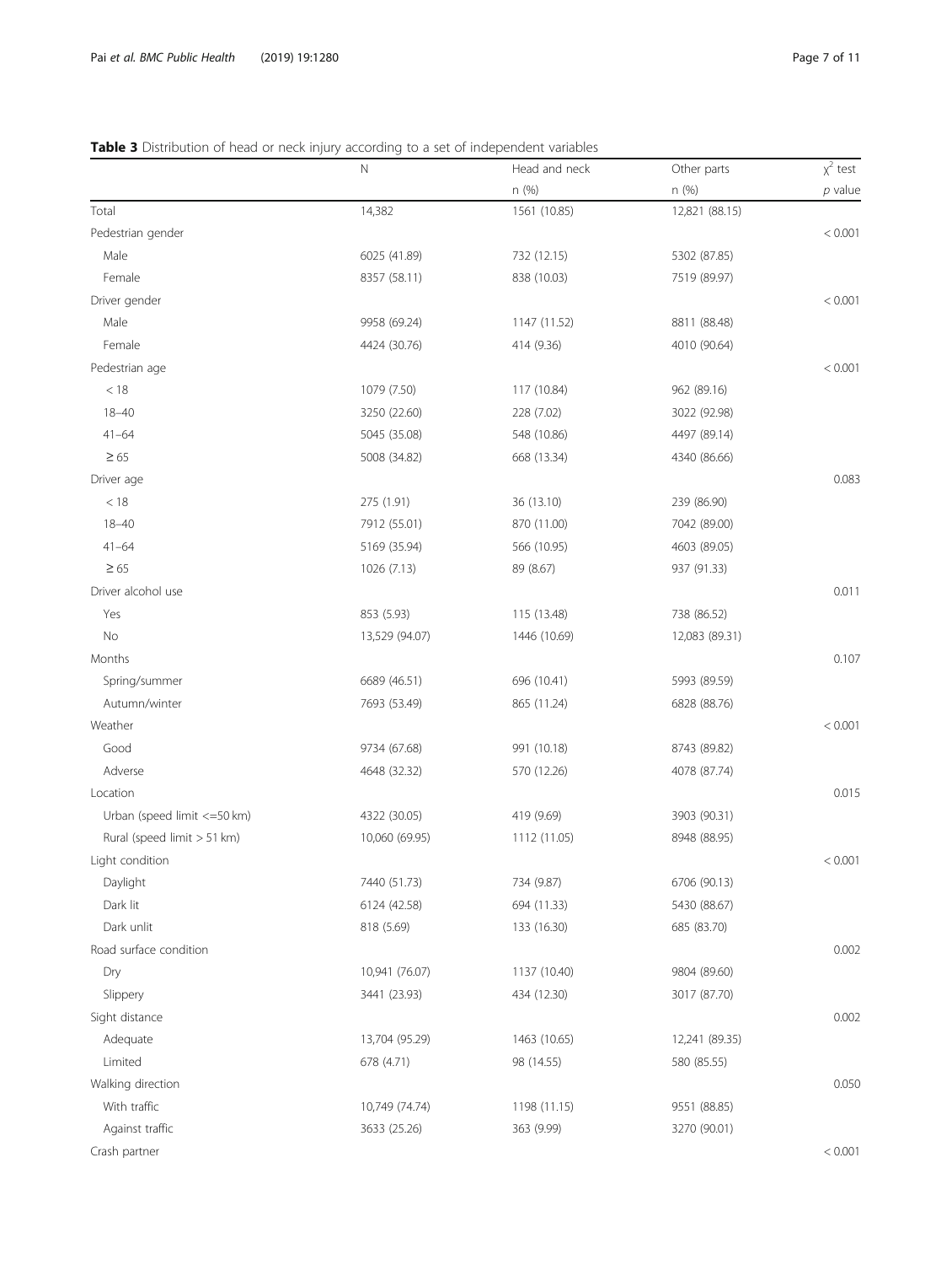**Table 3** Distribution of head or neck injury according to a set of independent variables

| | N | Head and neck | Other parts | $\chi^2$ test |
|---|---|---|---|---|
| | | n (%) | n (%) | *p* value |
| Total | 14,382 | 1561 (10.85) | 12,821 (88.15) | |
| Pedestrian gender | | | | < 0.001 |
| Male | 6025 (41.89) | 732 (12.15) | 5302 (87.85) | |
| Female | 8357 (58.11) | 838 (10.03) | 7519 (89.97) | |
| Driver gender | | | | < 0.001 |
| Male | 9958 (69.24) | 1147 (11.52) | 8811 (88.48) | |
| Female | 4424 (30.76) | 414 (9.36) | 4010 (90.64) | |
| Pedestrian age | | | | < 0.001 |
| < 18 | 1079 (7.50) | 117 (10.84) | 962 (89.16) | |
| 18–40 | 3250 (22.60) | 228 (7.02) | 3022 (92.98) | |
| 41–64 | 5045 (35.08) | 548 (10.86) | 4497 (89.14) | |
| ≥ 65 | 5008 (34.82) | 668 (13.34) | 4340 (86.66) | |
| Driver age | | | | 0.083 |
| < 18 | 275 (1.91) | 36 (13.10) | 239 (86.90) | |
| 18–40 | 7912 (55.01) | 870 (11.00) | 7042 (89.00) | |
| 41–64 | 5169 (35.94) | 566 (10.95) | 4603 (89.05) | |
| ≥ 65 | 1026 (7.13) | 89 (8.67) | 937 (91.33) | |
| Driver alcohol use | | | | 0.011 |
| Yes | 853 (5.93) | 115 (13.48) | 738 (86.52) | |
| No | 13,529 (94.07) | 1446 (10.69) | 12,083 (89.31) | |
| Months | | | | 0.107 |
| Spring/summer | 6689 (46.51) | 696 (10.41) | 5993 (89.59) | |
| Autumn/winter | 7693 (53.49) | 865 (11.24) | 6828 (88.76) | |
| Weather | | | | < 0.001 |
| Good | 9734 (67.68) | 991 (10.18) | 8743 (89.82) | |
| Adverse | 4648 (32.32) | 570 (12.26) | 4078 (87.74) | |
| Location | | | | 0.015 |
| Urban (speed limit <=50 km) | 4322 (30.05) | 419 (9.69) | 3903 (90.31) | |
| Rural (speed limit > 51 km) | 10,060 (69.95) | 1112 (11.05) | 8948 (88.95) | |
| Light condition | | | | < 0.001 |
| Daylight | 7440 (51.73) | 734 (9.87) | 6706 (90.13) | |
| Dark lit | 6124 (42.58) | 694 (11.33) | 5430 (88.67) | |
| Dark unlit | 818 (5.69) | 133 (16.30) | 685 (83.70) | |
| Road surface condition | | | | 0.002 |
| Dry | 10,941 (76.07) | 1137 (10.40) | 9804 (89.60) | |
| Slippery | 3441 (23.93) | 434 (12.30) | 3017 (87.70) | |
| Sight distance | | | | 0.002 |
| Adequate | 13,704 (95.29) | 1463 (10.65) | 12,241 (89.35) | |
| Limited | 678 (4.71) | 98 (14.55) | 580 (85.55) | |
| Walking direction | | | | 0.050 |
| With traffic | 10,749 (74.74) | 1198 (11.15) | 9551 (88.85) | |
| Against traffic | 3633 (25.26) | 363 (9.99) | 3270 (90.01) | |
| Crash partner | | | | < 0.001 |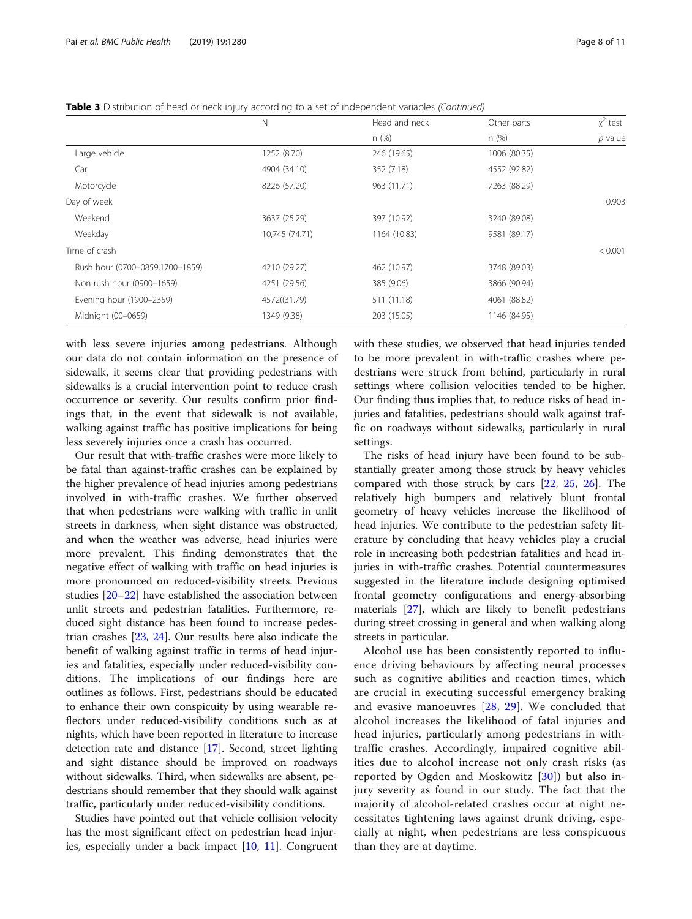**Table 3** Distribution of head or neck injury according to a set of independent variables *(Continued)*

| | N | Head and neck | Other parts | $\chi^2$ test |
|---|---|---|---|---|
| | | n (%) | n (%) | *p* value |
| Large vehicle | 1252 (8.70) | 246 (19.65) | 1006 (80.35) | |
| Car | 4904 (34.10) | 352 (7.18) | 4552 (92.82) | |
| Motorcycle | 8226 (57.20) | 963 (11.71) | 7263 (88.29) | |
| Day of week | | | | 0.903 |
| Weekend | 3637 (25.29) | 397 (10.92) | 3240 (89.08) | |
| Weekday | 10,745 (74.71) | 1164 (10.83) | 9581 (89.17) | |
| Time of crash | | | | < 0.001 |
| Rush hour (0700–0859,1700–1859) | 4210 (29.27) | 462 (10.97) | 3748 (89.03) | |
| Non rush hour (0900–1659) | 4251 (29.56) | 385 (9.06) | 3866 (90.94) | |
| Evening hour (1900–2359) | 4572((31.79) | 511 (11.18) | 4061 (88.82) | |
| Midnight (00–0659) | 1349 (9.38) | 203 (15.05) | 1146 (84.95) | |

with less severe injuries among pedestrians. Although our data do not contain information on the presence of sidewalk, it seems clear that providing pedestrians with sidewalks is a crucial intervention point to reduce crash occurrence or severity. Our results confirm prior findings that, in the event that sidewalk is not available, walking against traffic has positive implications for being less severely injuries once a crash has occurred.

Our result that with-traffic crashes were more likely to be fatal than against-traffic crashes can be explained by the higher prevalence of head injuries among pedestrians involved in with-traffic crashes. We further observed that when pedestrians were walking with traffic in unlit streets in darkness, when sight distance was obstructed, and when the weather was adverse, head injuries were more prevalent. This finding demonstrates that the negative effect of walking with traffic on head injuries is more pronounced on reduced-visibility streets. Previous studies [20–22] have established the association between unlit streets and pedestrian fatalities. Furthermore, reduced sight distance has been found to increase pedestrian crashes [23, 24]. Our results here also indicate the benefit of walking against traffic in terms of head injuries and fatalities, especially under reduced-visibility conditions. The implications of our findings here are outlines as follows. First, pedestrians should be educated to enhance their own conspicuity by using wearable reflectors under reduced-visibility conditions such as at nights, which have been reported in literature to increase detection rate and distance [17]. Second, street lighting and sight distance should be improved on roadways without sidewalks. Third, when sidewalks are absent, pedestrians should remember that they should walk against traffic, particularly under reduced-visibility conditions.

Studies have pointed out that vehicle collision velocity has the most significant effect on pedestrian head injuries, especially under a back impact [10, 11]. Congruent with these studies, we observed that head injuries tended to be more prevalent in with-traffic crashes where pedestrians were struck from behind, particularly in rural settings where collision velocities tended to be higher. Our finding thus implies that, to reduce risks of head injuries and fatalities, pedestrians should walk against traffic on roadways without sidewalks, particularly in rural settings.

The risks of head injury have been found to be substantially greater among those struck by heavy vehicles compared with those struck by cars [22, 25, 26]. The relatively high bumpers and relatively blunt frontal geometry of heavy vehicles increase the likelihood of head injuries. We contribute to the pedestrian safety literature by concluding that heavy vehicles play a crucial role in increasing both pedestrian fatalities and head injuries in with-traffic crashes. Potential countermeasures suggested in the literature include designing optimised frontal geometry configurations and energy-absorbing materials [27], which are likely to benefit pedestrians during street crossing in general and when walking along streets in particular.

Alcohol use has been consistently reported to influence driving behaviours by affecting neural processes such as cognitive abilities and reaction times, which are crucial in executing successful emergency braking and evasive manoeuvres [28, 29]. We concluded that alcohol increases the likelihood of fatal injuries and head injuries, particularly among pedestrians in with-traffic crashes. Accordingly, impaired cognitive abilities due to alcohol increase not only crash risks (as reported by Ogden and Moskowitz [30]) but also injury severity as found in our study. The fact that the majority of alcohol-related crashes occur at night necessitates tightening laws against drunk driving, especially at night, when pedestrians are less conspicuous than they are at daytime.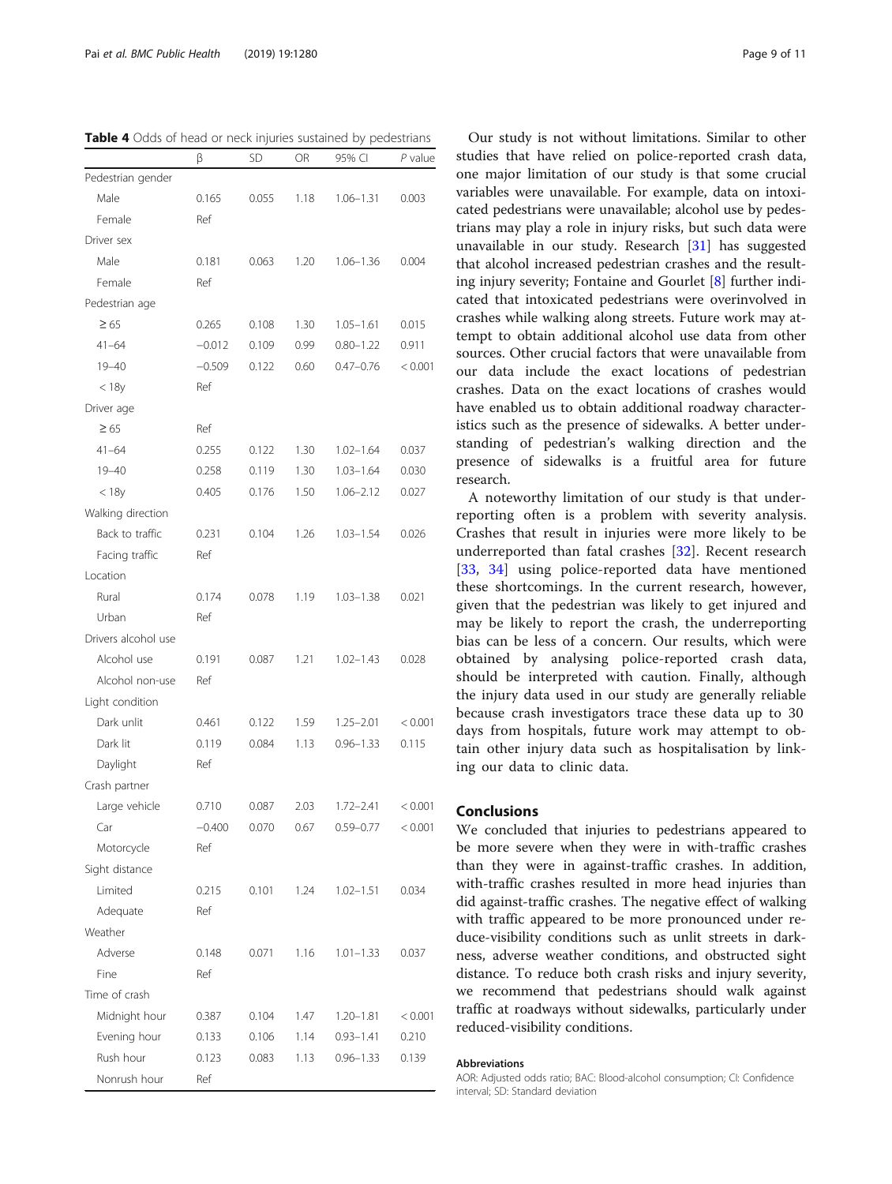**Table 4** Odds of head or neck injuries sustained by pedestrians

| | β | SD | OR | 95% CI | *P* value |
|---|---|---|---|---|---|
| Pedestrian gender | | | | | |
| Male | 0.165 | 0.055 | 1.18 | 1.06–1.31 | 0.003 |
| Female | Ref | | | | |
| Driver sex | | | | | |
| Male | 0.181 | 0.063 | 1.20 | 1.06–1.36 | 0.004 |
| Female | Ref | | | | |
| Pedestrian age | | | | | |
| ≥ 65 | 0.265 | 0.108 | 1.30 | 1.05–1.61 | 0.015 |
| 41–64 | −0.012 | 0.109 | 0.99 | 0.80–1.22 | 0.911 |
| 19–40 | −0.509 | 0.122 | 0.60 | 0.47–0.76 | < 0.001 |
| < 18y | Ref | | | | |
| Driver age | | | | | |
| ≥ 65 | Ref | | | | |
| 41–64 | 0.255 | 0.122 | 1.30 | 1.02–1.64 | 0.037 |
| 19–40 | 0.258 | 0.119 | 1.30 | 1.03–1.64 | 0.030 |
| < 18y | 0.405 | 0.176 | 1.50 | 1.06–2.12 | 0.027 |
| Walking direction | | | | | |
| Back to traffic | 0.231 | 0.104 | 1.26 | 1.03–1.54 | 0.026 |
| Facing traffic | Ref | | | | |
| Location | | | | | |
| Rural | 0.174 | 0.078 | 1.19 | 1.03–1.38 | 0.021 |
| Urban | Ref | | | | |
| Drivers alcohol use | | | | | |
| Alcohol use | 0.191 | 0.087 | 1.21 | 1.02–1.43 | 0.028 |
| Alcohol non-use | Ref | | | | |
| Light condition | | | | | |
| Dark unlit | 0.461 | 0.122 | 1.59 | 1.25–2.01 | < 0.001 |
| Dark lit | 0.119 | 0.084 | 1.13 | 0.96–1.33 | 0.115 |
| Daylight | Ref | | | | |
| Crash partner | | | | | |
| Large vehicle | 0.710 | 0.087 | 2.03 | 1.72–2.41 | < 0.001 |
| Car | −0.400 | 0.070 | 0.67 | 0.59–0.77 | < 0.001 |
| Motorcycle | Ref | | | | |
| Sight distance | | | | | |
| Limited | 0.215 | 0.101 | 1.24 | 1.02–1.51 | 0.034 |
| Adequate | Ref | | | | |
| Weather | | | | | |
| Adverse | 0.148 | 0.071 | 1.16 | 1.01–1.33 | 0.037 |
| Fine | Ref | | | | |
| Time of crash | | | | | |
| Midnight hour | 0.387 | 0.104 | 1.47 | 1.20–1.81 | < 0.001 |
| Evening hour | 0.133 | 0.106 | 1.14 | 0.93–1.41 | 0.210 |
| Rush hour | 0.123 | 0.083 | 1.13 | 0.96–1.33 | 0.139 |
| Nonrush hour | Ref | | | | |

Our study is not without limitations. Similar to other studies that have relied on police-reported crash data, one major limitation of our study is that some crucial variables were unavailable. For example, data on intoxicated pedestrians were unavailable; alcohol use by pedestrians may play a role in injury risks, but such data were unavailable in our study. Research [31] has suggested that alcohol increased pedestrian crashes and the resulting injury severity; Fontaine and Gourlet [8] further indicated that intoxicated pedestrians were overinvolved in crashes while walking along streets. Future work may attempt to obtain additional alcohol use data from other sources. Other crucial factors that were unavailable from our data include the exact locations of pedestrian crashes. Data on the exact locations of crashes would have enabled us to obtain additional roadway characteristics such as the presence of sidewalks. A better understanding of pedestrian's walking direction and the presence of sidewalks is a fruitful area for future research.

A noteworthy limitation of our study is that underreporting often is a problem with severity analysis. Crashes that result in injuries were more likely to be underreported than fatal crashes [32]. Recent research [33, 34] using police-reported data have mentioned these shortcomings. In the current research, however, given that the pedestrian was likely to get injured and may be likely to report the crash, the underreporting bias can be less of a concern. Our results, which were obtained by analysing police-reported crash data, should be interpreted with caution. Finally, although the injury data used in our study are generally reliable because crash investigators trace these data up to 30 days from hospitals, future work may attempt to obtain other injury data such as hospitalisation by linking our data to clinic data.

## Conclusions

We concluded that injuries to pedestrians appeared to be more severe when they were in with-traffic crashes than they were in against-traffic crashes. In addition, with-traffic crashes resulted in more head injuries than did against-traffic crashes. The negative effect of walking with traffic appeared to be more pronounced under reduce-visibility conditions such as unlit streets in darkness, adverse weather conditions, and obstructed sight distance. To reduce both crash risks and injury severity, we recommend that pedestrians should walk against traffic at roadways without sidewalks, particularly under reduced-visibility conditions.

#### Abbreviations

AOR: Adjusted odds ratio; BAC: Blood-alcohol consumption; CI: Confidence interval; SD: Standard deviation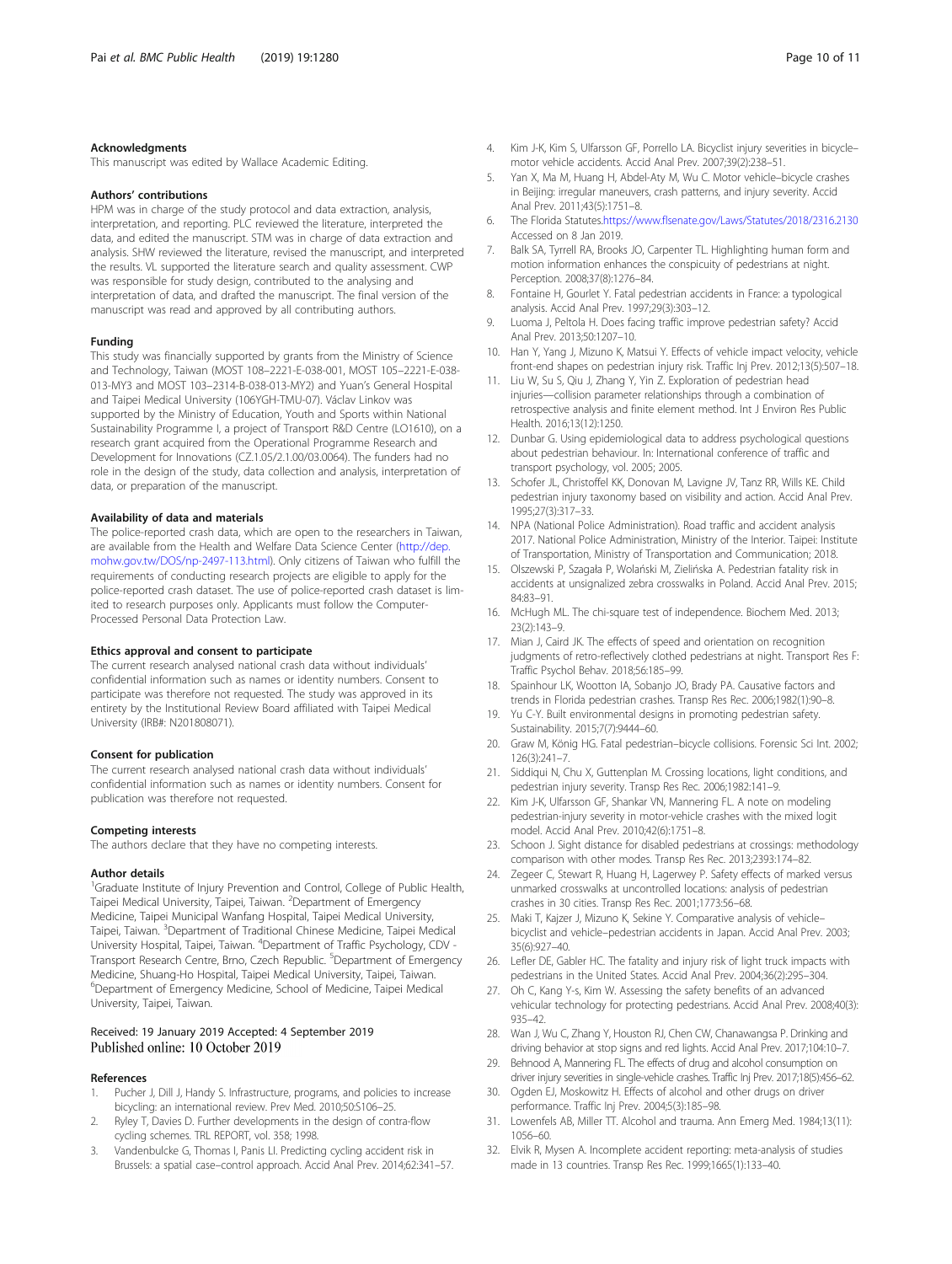### Acknowledgments

This manuscript was edited by Wallace Academic Editing.

### Authors' contributions

HPM was in charge of the study protocol and data extraction, analysis, interpretation, and reporting. PLC reviewed the literature, interpreted the data, and edited the manuscript. STM was in charge of data extraction and analysis. SHW reviewed the literature, revised the manuscript, and interpreted the results. VL supported the literature search and quality assessment. CWP was responsible for study design, contributed to the analysing and interpretation of data, and drafted the manuscript. The final version of the manuscript was read and approved by all contributing authors.

### Funding

This study was financially supported by grants from the Ministry of Science and Technology, Taiwan (MOST 108–2221-E-038-001, MOST 105–2221-E-038-013-MY3 and MOST 103–2314-B-038-013-MY2) and Yuan's General Hospital and Taipei Medical University (106YGH-TMU-07). Václav Linkov was supported by the Ministry of Education, Youth and Sports within National Sustainability Programme I, a project of Transport R&D Centre (LO1610), on a research grant acquired from the Operational Programme Research and Development for Innovations (CZ.1.05/2.1.00/03.0064). The funders had no role in the design of the study, data collection and analysis, interpretation of data, or preparation of the manuscript.

### Availability of data and materials

The police-reported crash data, which are open to the researchers in Taiwan, are available from the Health and Welfare Data Science Center (http://dep.mohw.gov.tw/DOS/np-2497-113.html). Only citizens of Taiwan who fulfill the requirements of conducting research projects are eligible to apply for the police-reported crash dataset. The use of police-reported crash dataset is limited to research purposes only. Applicants must follow the Computer-Processed Personal Data Protection Law.

### Ethics approval and consent to participate

The current research analysed national crash data without individuals' confidential information such as names or identity numbers. Consent to participate was therefore not requested. The study was approved in its entirety by the Institutional Review Board affiliated with Taipei Medical University (IRB#: N201808071).

### Consent for publication

The current research analysed national crash data without individuals' confidential information such as names or identity numbers. Consent for publication was therefore not requested.

### Competing interests

The authors declare that they have no competing interests.

### Author details

[1]Graduate Institute of Injury Prevention and Control, College of Public Health, Taipei Medical University, Taipei, Taiwan. [2]Department of Emergency Medicine, Taipei Municipal Wanfang Hospital, Taipei Medical University, Taipei, Taiwan. [3]Department of Traditional Chinese Medicine, Taipei Medical University Hospital, Taipei, Taiwan. [4]Department of Traffic Psychology, CDV - Transport Research Centre, Brno, Czech Republic. [5]Department of Emergency Medicine, Shuang-Ho Hospital, Taipei Medical University, Taipei, Taiwan. [6]Department of Emergency Medicine, School of Medicine, Taipei Medical University, Taipei, Taiwan.

Received: 19 January 2019 Accepted: 4 September 2019
Published online: 10 October 2019

### References

1. Pucher J, Dill J, Handy S. Infrastructure, programs, and policies to increase bicycling: an international review. Prev Med. 2010;50:S106–25.
2. Ryley T, Davies D. Further developments in the design of contra-flow cycling schemes. TRL REPORT, vol. 358; 1998.
3. Vandenbulcke G, Thomas I, Panis LI. Predicting cycling accident risk in Brussels: a spatial case–control approach. Accid Anal Prev. 2014;62:341–57.
4. Kim J-K, Kim S, Ulfarsson GF, Porrello LA. Bicyclist injury severities in bicycle–motor vehicle accidents. Accid Anal Prev. 2007;39(2):238–51.
5. Yan X, Ma M, Huang H, Abdel-Aty M, Wu C. Motor vehicle–bicycle crashes in Beijing: irregular maneuvers, crash patterns, and injury severity. Accid Anal Prev. 2011;43(5):1751–8.
6. The Florida Statutes.https://www.flsenate.gov/Laws/Statutes/2018/2316.2130 Accessed on 8 Jan 2019.
7. Balk SA, Tyrrell RA, Brooks JO, Carpenter TL. Highlighting human form and motion information enhances the conspicuity of pedestrians at night. Perception. 2008;37(8):1276–84.
8. Fontaine H, Gourlet Y. Fatal pedestrian accidents in France: a typological analysis. Accid Anal Prev. 1997;29(3):303–12.
9. Luoma J, Peltola H. Does facing traffic improve pedestrian safety? Accid Anal Prev. 2013;50:1207–10.
10. Han Y, Yang J, Mizuno K, Matsui Y. Effects of vehicle impact velocity, vehicle front-end shapes on pedestrian injury risk. Traffic Inj Prev. 2012;13(5):507–18.
11. Liu W, Su S, Qiu J, Zhang Y, Yin Z. Exploration of pedestrian head injuries—collision parameter relationships through a combination of retrospective analysis and finite element method. Int J Environ Res Public Health. 2016;13(12):1250.
12. Dunbar G. Using epidemiological data to address psychological questions about pedestrian behaviour. In: International conference of traffic and transport psychology, vol. 2005; 2005.
13. Schofer JL, Christoffel KK, Donovan M, Lavigne JV, Tanz RR, Wills KE. Child pedestrian injury taxonomy based on visibility and action. Accid Anal Prev. 1995;27(3):317–33.
14. NPA (National Police Administration). Road traffic and accident analysis 2017. National Police Administration, Ministry of the Interior. Taipei: Institute of Transportation, Ministry of Transportation and Communication; 2018.
15. Olszewski P, Szagała P, Wolański M, Zielińska A. Pedestrian fatality risk in accidents at unsignalized zebra crosswalks in Poland. Accid Anal Prev. 2015; 84:83–91.
16. McHugh ML. The chi-square test of independence. Biochem Med. 2013; 23(2):143–9.
17. Mian J, Caird JK. The effects of speed and orientation on recognition judgments of retro-reflectively clothed pedestrians at night. Transport Res F: Traffic Psychol Behav. 2018;56:185–99.
18. Spainhour LK, Wootton IA, Sobanjo JO, Brady PA. Causative factors and trends in Florida pedestrian crashes. Transp Res Rec. 2006;1982(1):90–8.
19. Yu C-Y. Built environmental designs in promoting pedestrian safety. Sustainability. 2015;7(7):9444–60.
20. Graw M, König HG. Fatal pedestrian–bicycle collisions. Forensic Sci Int. 2002; 126(3):241–7.
21. Siddiqui N, Chu X, Guttenplan M. Crossing locations, light conditions, and pedestrian injury severity. Transp Res Rec. 2006;1982:141–9.
22. Kim J-K, Ulfarsson GF, Shankar VN, Mannering FL. A note on modeling pedestrian-injury severity in motor-vehicle crashes with the mixed logit model. Accid Anal Prev. 2010;42(6):1751–8.
23. Schoon J. Sight distance for disabled pedestrians at crossings: methodology comparison with other modes. Transp Res Rec. 2013;2393:174–82.
24. Zegeer C, Stewart R, Huang H, Lagerwey P. Safety effects of marked versus unmarked crosswalks at uncontrolled locations: analysis of pedestrian crashes in 30 cities. Transp Res Rec. 2001;1773:56–68.
25. Maki T, Kajzer J, Mizuno K, Sekine Y. Comparative analysis of vehicle–bicyclist and vehicle–pedestrian accidents in Japan. Accid Anal Prev. 2003; 35(6):927–40.
26. Lefler DE, Gabler HC. The fatality and injury risk of light truck impacts with pedestrians in the United States. Accid Anal Prev. 2004;36(2):295–304.
27. Oh C, Kang Y-s, Kim W. Assessing the safety benefits of an advanced vehicular technology for protecting pedestrians. Accid Anal Prev. 2008;40(3): 935–42.
28. Wan J, Wu C, Zhang Y, Houston RJ, Chen CW, Chanawangsa P. Drinking and driving behavior at stop signs and red lights. Accid Anal Prev. 2017;104:10–7.
29. Behnood A, Mannering FL. The effects of drug and alcohol consumption on driver injury severities in single-vehicle crashes. Traffic Inj Prev. 2017;18(5):456–62.
30. Ogden EJ, Moskowitz H. Effects of alcohol and other drugs on driver performance. Traffic Inj Prev. 2004;5(3):185–98.
31. Lowenfels AB, Miller TT. Alcohol and trauma. Ann Emerg Med. 1984;13(11): 1056–60.
32. Elvik R, Mysen A. Incomplete accident reporting: meta-analysis of studies made in 13 countries. Transp Res Rec. 1999;1665(1):133–40.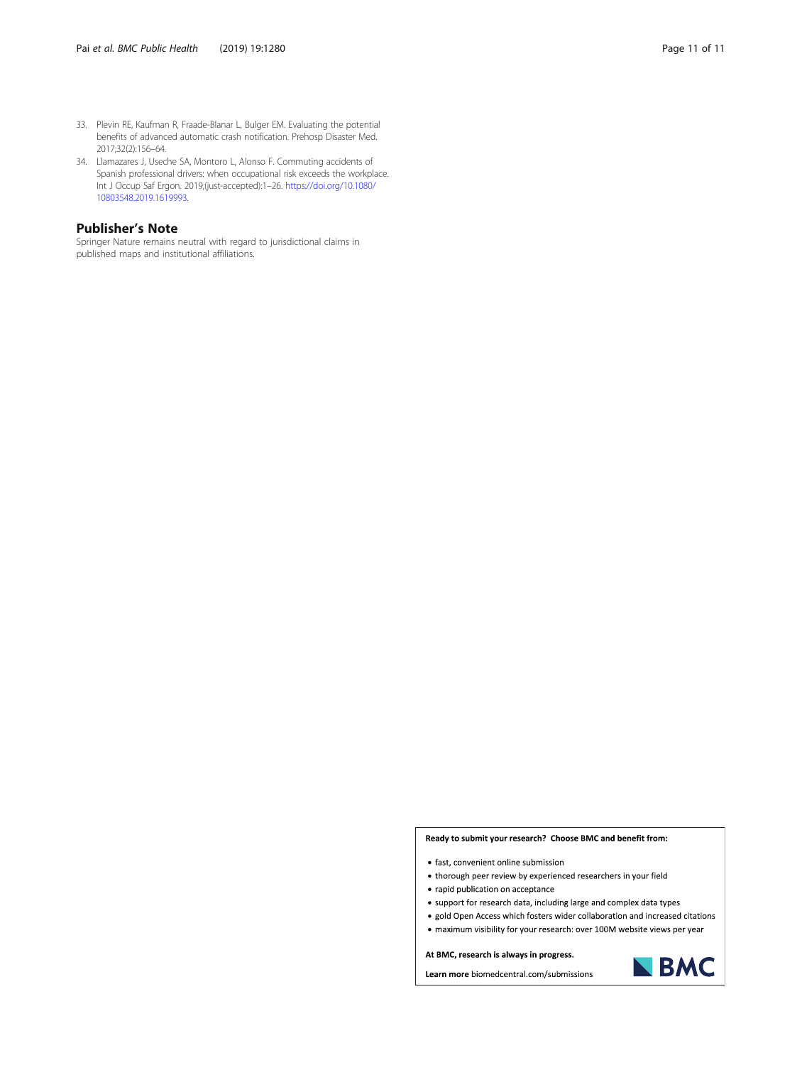33. Plevin RE, Kaufman R, Fraade-Blanar L, Bulger EM. Evaluating the potential benefits of advanced automatic crash notification. Prehosp Disaster Med. 2017;32(2):156–64.
34. Llamazares J, Useche SA, Montoro L, Alonso F. Commuting accidents of Spanish professional drivers: when occupational risk exceeds the workplace. Int J Occup Saf Ergon. 2019;(just-accepted):1–26. https://doi.org/10.1080/10803548.2019.1619993.

## Publisher's Note

Springer Nature remains neutral with regard to jurisdictional claims in published maps and institutional affiliations.

**Ready to submit your research? Choose BMC and benefit from:**

- fast, convenient online submission
- thorough peer review by experienced researchers in your field
- rapid publication on acceptance
- support for research data, including large and complex data types
- gold Open Access which fosters wider collaboration and increased citations
- maximum visibility for your research: over 100M website views per year

**At BMC, research is always in progress.**

**Learn more** biomedcentral.com/submissions

BMC